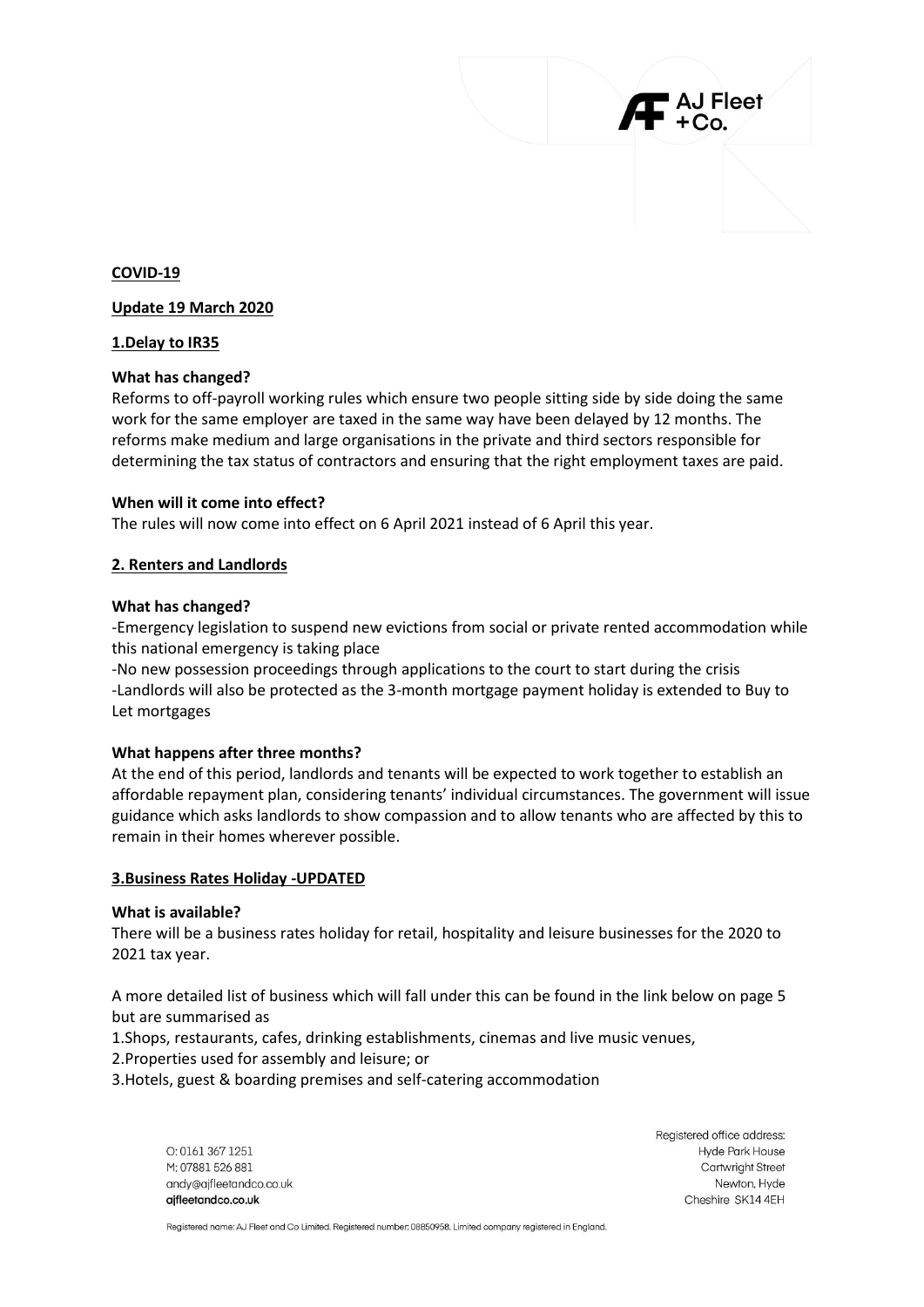**COVID-19**

**Update 19 March 2020**

## 1.Delay to IR35

**What has changed?**

Reforms to off-payroll working rules which ensure two people sitting side by side doing the same work for the same employer are taxed in the same way have been delayed by 12 months. The reforms make medium and large organisations in the private and third sectors responsible for determining the tax status of contractors and ensuring that the right employment taxes are paid.

**When will it come into effect?**

The rules will now come into effect on 6 April 2021 instead of 6 April this year.

## 2. Renters and Landlords

**What has changed?**

-Emergency legislation to suspend new evictions from social or private rented accommodation while this national emergency is taking place

-No new possession proceedings through applications to the court to start during the crisis

-Landlords will also be protected as the 3-month mortgage payment holiday is extended to Buy to Let mortgages

**What happens after three months?**

At the end of this period, landlords and tenants will be expected to work together to establish an affordable repayment plan, considering tenants' individual circumstances. The government will issue guidance which asks landlords to show compassion and to allow tenants who are affected by this to remain in their homes wherever possible.

## 3.Business Rates Holiday -UPDATED

**What is available?**

There will be a business rates holiday for retail, hospitality and leisure businesses for the 2020 to 2021 tax year.

A more detailed list of business which will fall under this can be found in the link below on page 5 but are summarised as

1.Shops, restaurants, cafes, drinking establishments, cinemas and live music venues,

2.Properties used for assembly and leisure; or

3.Hotels, guest & boarding premises and self-catering accommodation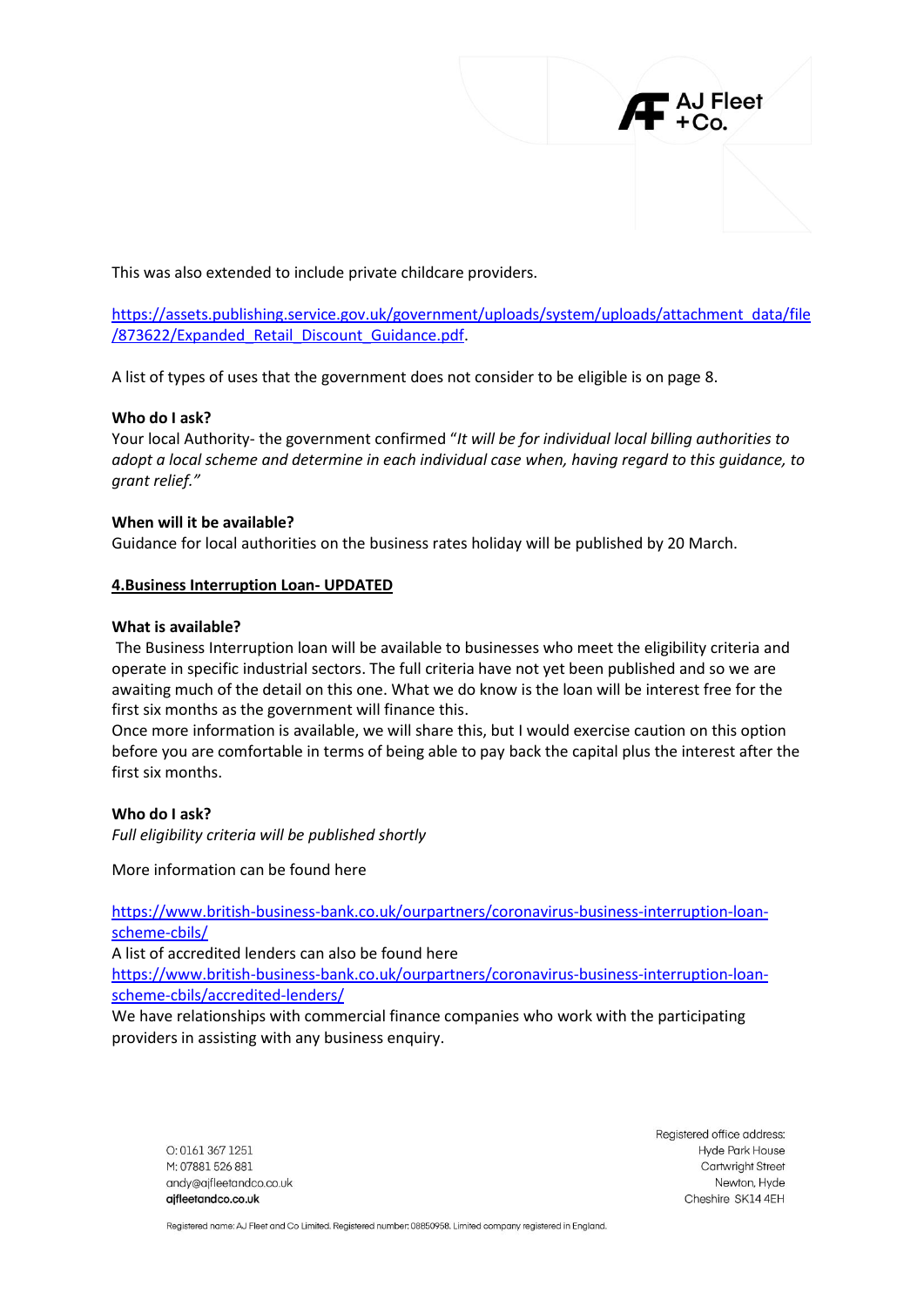This was also extended to include private childcare providers.

https://assets.publishing.service.gov.uk/government/uploads/system/uploads/attachment_data/file/873622/Expanded_Retail_Discount_Guidance.pdf.

A list of types of uses that the government does not consider to be eligible is on page 8.

**Who do I ask?**
Your local Authority- the government confirmed "*It will be for individual local billing authorities to adopt a local scheme and determine in each individual case when, having regard to this guidance, to grant relief."*

**When will it be available?**
Guidance for local authorities on the business rates holiday will be published by 20 March.

## 4.Business Interruption Loan- UPDATED

**What is available?**
The Business Interruption loan will be available to businesses who meet the eligibility criteria and operate in specific industrial sectors. The full criteria have not yet been published and so we are awaiting much of the detail on this one. What we do know is the loan will be interest free for the first six months as the government will finance this.
Once more information is available, we will share this, but I would exercise caution on this option before you are comfortable in terms of being able to pay back the capital plus the interest after the first six months.

**Who do I ask?**
*Full eligibility criteria will be published shortly*

More information can be found here

https://www.british-business-bank.co.uk/ourpartners/coronavirus-business-interruption-loan-scheme-cbils/
A list of accredited lenders can also be found here
https://www.british-business-bank.co.uk/ourpartners/coronavirus-business-interruption-loan-scheme-cbils/accredited-lenders/
We have relationships with commercial finance companies who work with the participating providers in assisting with any business enquiry.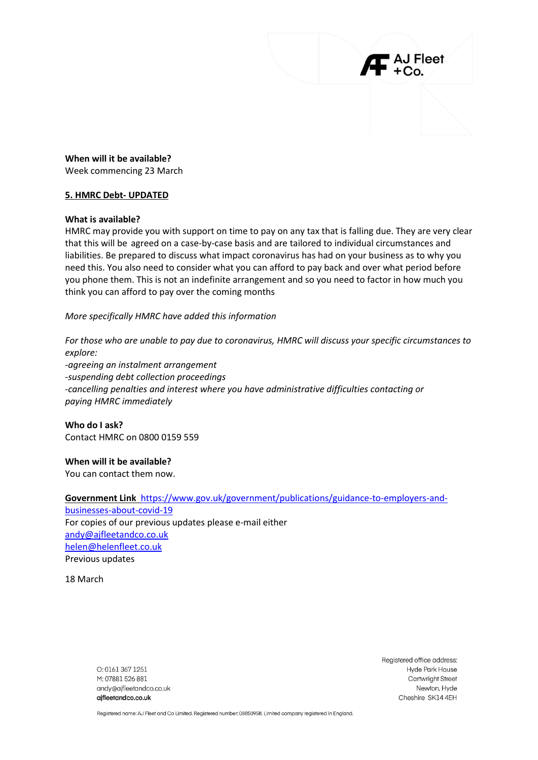**When will it be available?**
Week commencing 23 March

## 5. HMRC Debt- UPDATED

**What is available?**
HMRC may provide you with support on time to pay on any tax that is falling due. They are very clear that this will be agreed on a case-by-case basis and are tailored to individual circumstances and liabilities. Be prepared to discuss what impact coronavirus has had on your business as to why you need this. You also need to consider what you can afford to pay back and over what period before you phone them. This is not an indefinite arrangement and so you need to factor in how much you think you can afford to pay over the coming months

*More specifically HMRC have added this information*

*For those who are unable to pay due to coronavirus, HMRC will discuss your specific circumstances to explore:*
*-agreeing an instalment arrangement*
*-suspending debt collection proceedings*
*-cancelling penalties and interest where you have administrative difficulties contacting or paying HMRC immediately*

**Who do I ask?**
Contact HMRC on 0800 0159 559

**When will it be available?**
You can contact them now.

**Government Link** https://www.gov.uk/government/publications/guidance-to-employers-and-businesses-about-covid-19
For copies of our previous updates please e-mail either
andy@ajfleetandco.co.uk
helen@helenfleet.co.uk
Previous updates

18 March